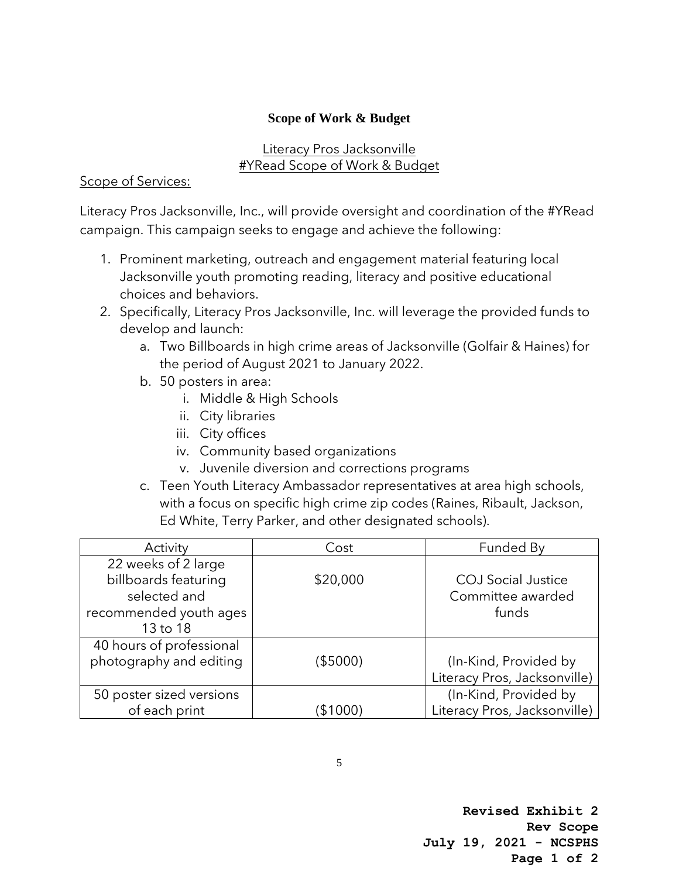# Scope of Work & Budget

## Literacy Pros Jacksonville
## #YRead Scope of Work & Budget

Scope of Services:

Literacy Pros Jacksonville, Inc., will provide oversight and coordination of the #YRead campaign. This campaign seeks to engage and achieve the following:

1. Prominent marketing, outreach and engagement material featuring local Jacksonville youth promoting reading, literacy and positive educational choices and behaviors.
2. Specifically, Literacy Pros Jacksonville, Inc. will leverage the provided funds to develop and launch:
   a. Two Billboards in high crime areas of Jacksonville (Golfair & Haines) for the period of August 2021 to January 2022.
   b. 50 posters in area:
      i. Middle & High Schools
      ii. City libraries
      iii. City offices
      iv. Community based organizations
      v. Juvenile diversion and corrections programs
   c. Teen Youth Literacy Ambassador representatives at area high schools, with a focus on specific high crime zip codes (Raines, Ribault, Jackson, Ed White, Terry Parker, and other designated schools).

| Activity | Cost | Funded By |
|---|---|---|
| 22 weeks of 2 large billboards featuring selected and recommended youth ages 13 to 18 | $20,000 | COJ Social Justice Committee awarded funds |
| 40 hours of professional photography and editing | ($5000) | (In-Kind, Provided by Literacy Pros, Jacksonville) |
| 50 poster sized versions of each print | ($1000) | (In-Kind, Provided by Literacy Pros, Jacksonville) |

**Revised Exhibit 2**
**Rev Scope**
**July 19, 2021 - NCSPHS**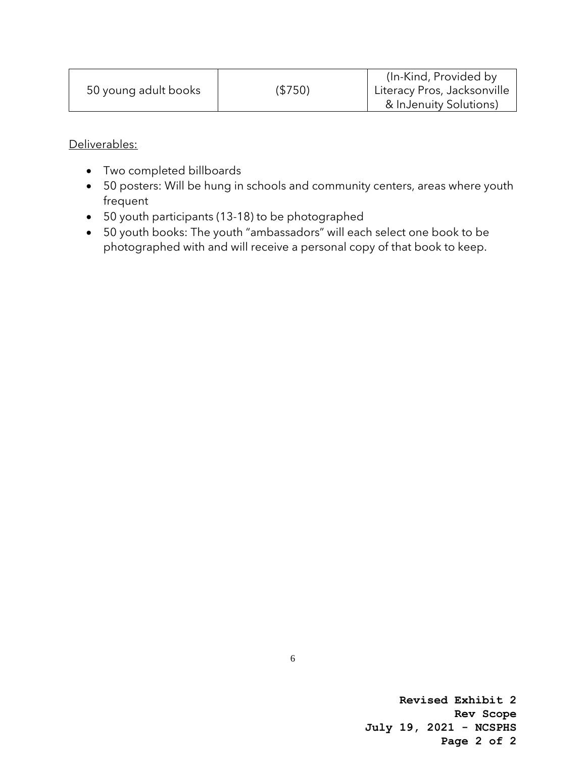| | | |
|---|---|---|
| 50 young adult books | ($750) | (In-Kind, Provided by Literacy Pros, Jacksonville & InJenuity Solutions) |

Deliverables:

- Two completed billboards
- 50 posters: Will be hung in schools and community centers, areas where youth frequent
- 50 youth participants (13-18) to be photographed
- 50 youth books: The youth "ambassadors" will each select one book to be photographed with and will receive a personal copy of that book to keep.

**Revised Exhibit 2**
**Rev Scope**
**July 19, 2021 - NCSPHS**